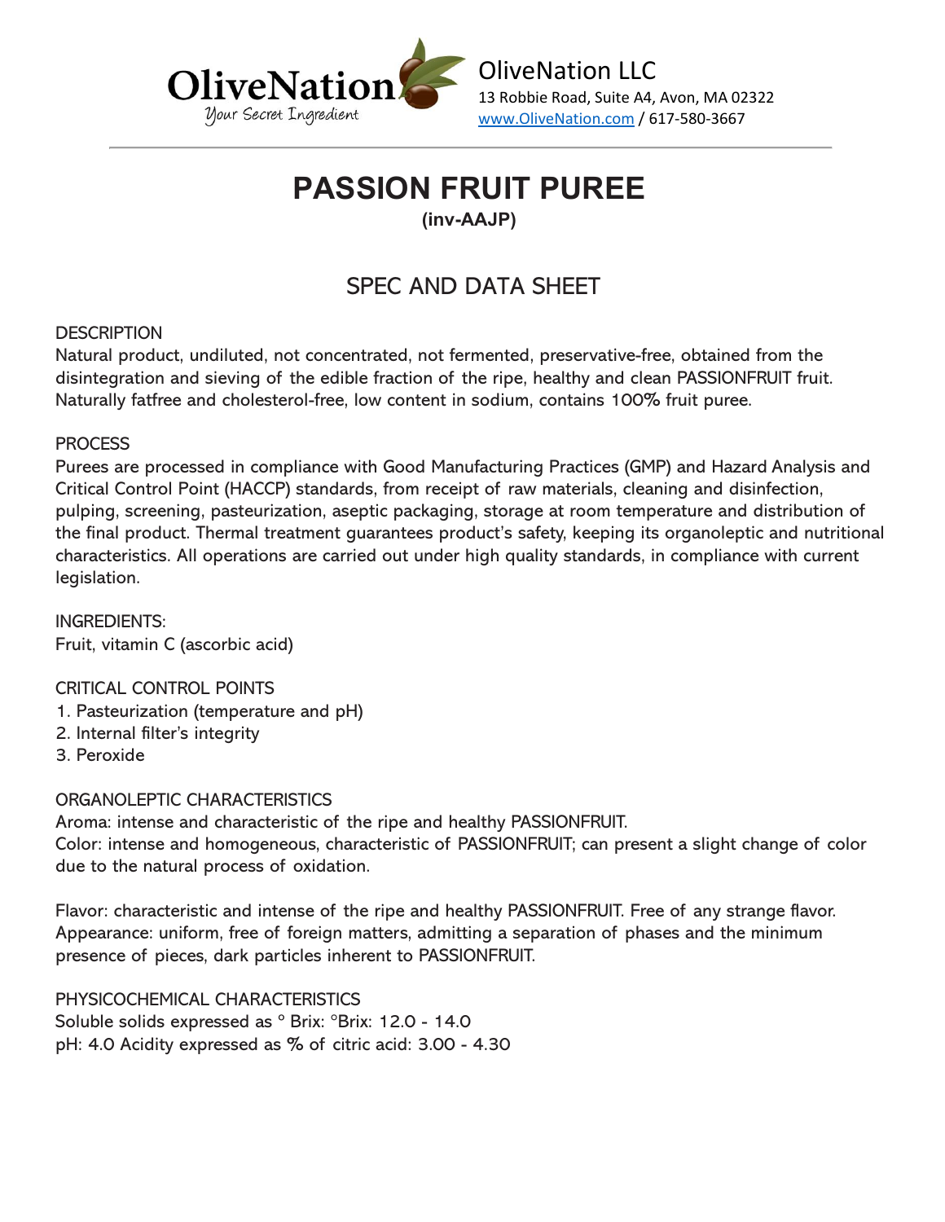OliveNation
Your Secret Ingredient

OliveNation LLC
13 Robbie Road, Suite A4, Avon, MA 02322
www.OliveNation.com / 617-580-3667

# PASSION FRUIT PUREE

**(inv-AAJP)**

## SPEC AND DATA SHEET

DESCRIPTION
Natural product, undiluted, not concentrated, not fermented, preservative-free, obtained from the disintegration and sieving of the edible fraction of the ripe, healthy and clean PASSIONFRUIT fruit. Naturally fatfree and cholesterol-free, low content in sodium, contains 100% fruit puree.

PROCESS
Purees are processed in compliance with Good Manufacturing Practices (GMP) and Hazard Analysis and Critical Control Point (HACCP) standards, from receipt of raw materials, cleaning and disinfection, pulping, screening, pasteurization, aseptic packaging, storage at room temperature and distribution of the final product. Thermal treatment guarantees product's safety, keeping its organoleptic and nutritional characteristics. All operations are carried out under high quality standards, in compliance with current legislation.

INGREDIENTS:
Fruit, vitamin C (ascorbic acid)

CRITICAL CONTROL POINTS
1. Pasteurization (temperature and pH)
2. Internal filter's integrity
3. Peroxide

ORGANOLEPTIC CHARACTERISTICS
Aroma: intense and characteristic of the ripe and healthy PASSIONFRUIT.
Color: intense and homogeneous, characteristic of PASSIONFRUIT; can present a slight change of color due to the natural process of oxidation.

Flavor: characteristic and intense of the ripe and healthy PASSIONFRUIT. Free of any strange flavor.
Appearance: uniform, free of foreign matters, admitting a separation of phases and the minimum presence of pieces, dark particles inherent to PASSIONFRUIT.

PHYSICOCHEMICAL CHARACTERISTICS
Soluble solids expressed as ° Brix: °Brix: 12.0 - 14.0
pH: 4.0 Acidity expressed as % of citric acid: 3.00 - 4.30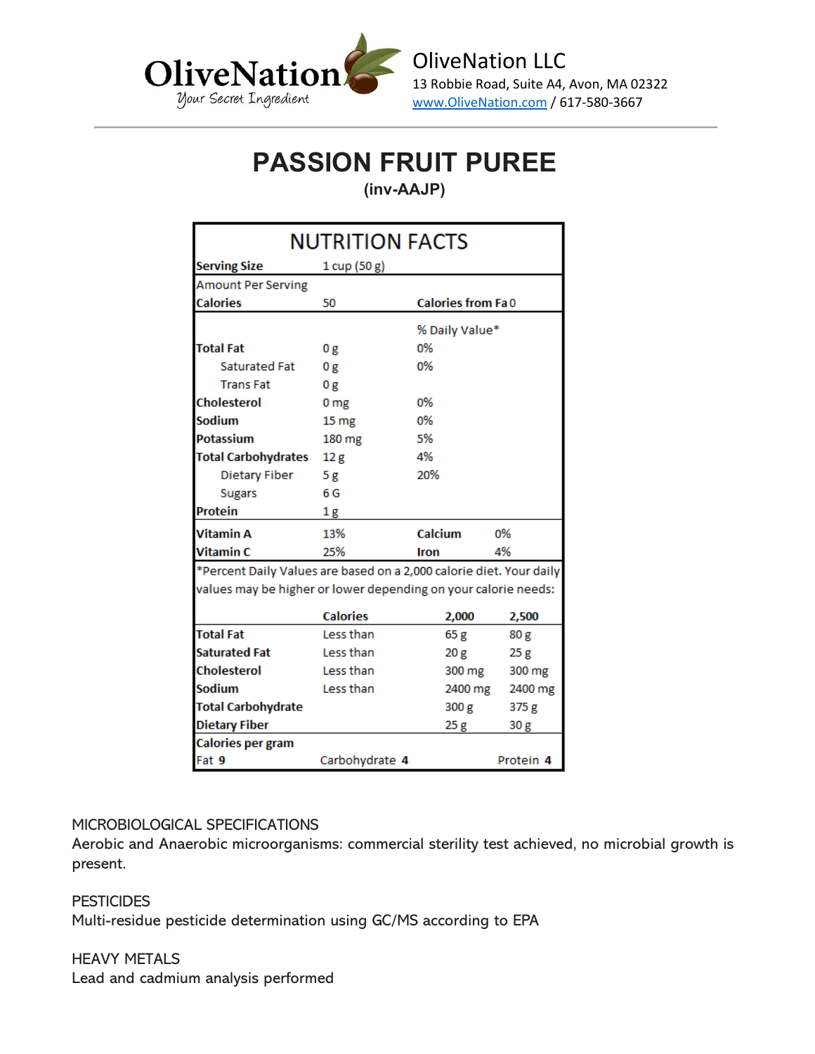OliveNation
Your Secret Ingredient

OliveNation LLC
13 Robbie Road, Suite A4, Avon, MA 02322
www.OliveNation.com / 617-580-3667

# PASSION FRUIT PUREE

**(inv-AAJP)**

## NUTRITION FACTS

| **Serving Size** | 1 cup (50 g) | | |
|---|---|---|---|
| Amount Per Serving | | | |
| **Calories** | 50 | **Calories from Fa** 0 | |
| | | % Daily Value* | |
| **Total Fat** | 0 g | 0% | |
| Saturated Fat | 0 g | 0% | |
| Trans Fat | 0 g | | |
| **Cholesterol** | 0 mg | 0% | |
| **Sodium** | 15 mg | 0% | |
| **Potassium** | 180 mg | 5% | |
| **Total Carbohydrates** | 12 g | 4% | |
| Dietary Fiber | 5 g | 20% | |
| Sugars | 6 G | | |
| **Protein** | 1 g | | |
| **Vitamin A** | 13% | **Calcium** | 0% |
| **Vitamin C** | 25% | **Iron** | 4% |

*Percent Daily Values are based on a 2,000 calorie diet. Your daily values may be higher or lower depending on your calorie needs:

| | **Calories** | **2,000** | **2,500** |
|---|---|---|---|
| **Total Fat** | Less than | 65 g | 80 g |
| **Saturated Fat** | Less than | 20 g | 25 g |
| **Cholesterol** | Less than | 300 mg | 300 mg |
| **Sodium** | Less than | 2400 mg | 2400 mg |
| **Total Carbohydrate** | | 300 g | 375 g |
| **Dietary Fiber** | | 25 g | 30 g |

**Calories per gram**
Fat **9** Carbohydrate **4** Protein **4**

MICROBIOLOGICAL SPECIFICATIONS
Aerobic and Anaerobic microorganisms: commercial sterility test achieved, no microbial growth is present.

PESTICIDES
Multi-residue pesticide determination using GC/MS according to EPA

HEAVY METALS
Lead and cadmium analysis performed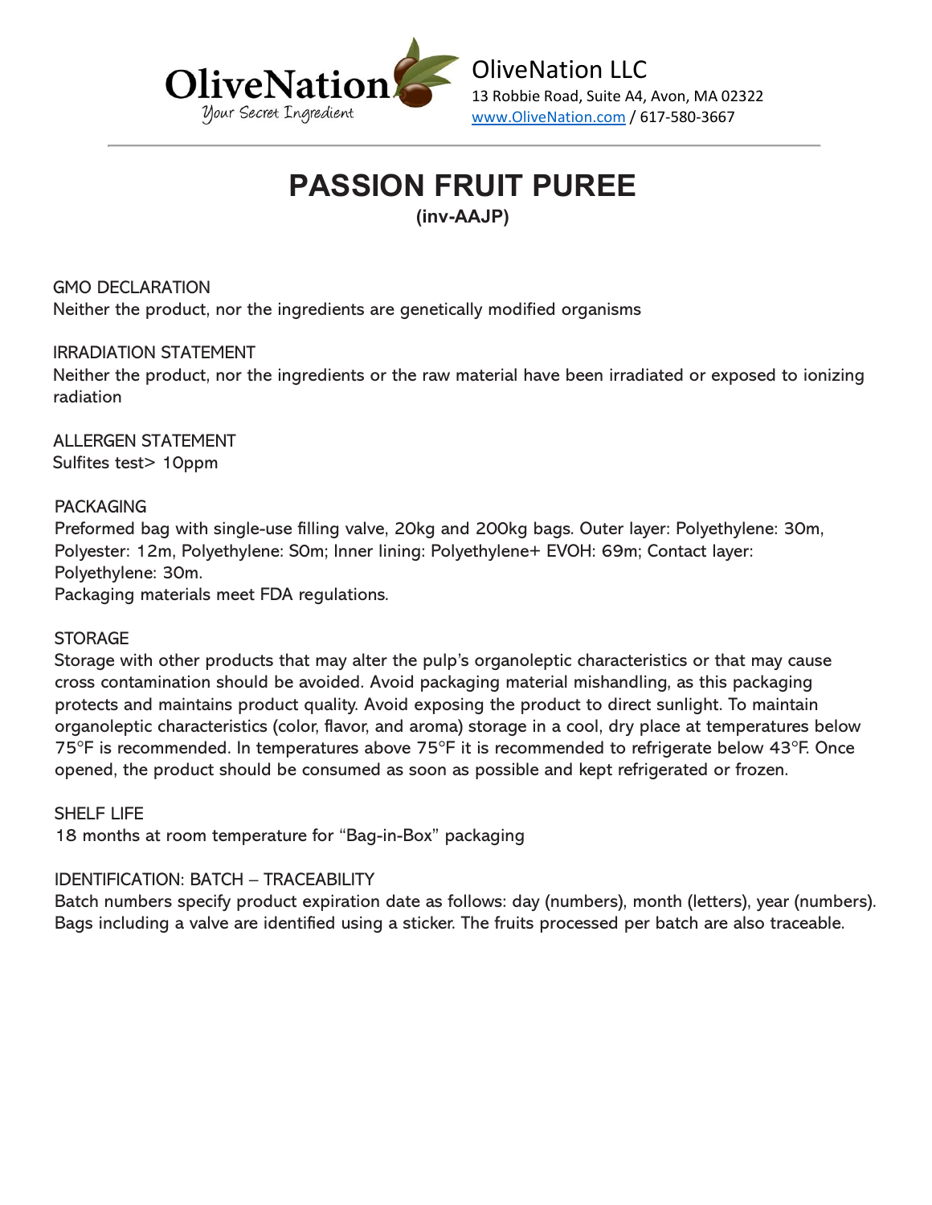OliveNation LLC
13 Robbie Road, Suite A4, Avon, MA 02322
www.OliveNation.com / 617-580-3667

# PASSION FRUIT PUREE

**(inv-AAJP)**

GMO DECLARATION
Neither the product, nor the ingredients are genetically modified organisms

IRRADIATION STATEMENT
Neither the product, nor the ingredients or the raw material have been irradiated or exposed to ionizing radiation

ALLERGEN STATEMENT
Sulfites test> 10ppm

PACKAGING
Preformed bag with single-use filling valve, 20kg and 200kg bags. Outer layer: Polyethylene: 30m, Polyester: 12m, Polyethylene: S0m; Inner lining: Polyethylene+ EVOH: 69m; Contact layer: Polyethylene: 30m.
Packaging materials meet FDA regulations.

STORAGE
Storage with other products that may alter the pulp's organoleptic characteristics or that may cause cross contamination should be avoided. Avoid packaging material mishandling, as this packaging protects and maintains product quality. Avoid exposing the product to direct sunlight. To maintain organoleptic characteristics (color, flavor, and aroma) storage in a cool, dry place at temperatures below 75°F is recommended. In temperatures above 75°F it is recommended to refrigerate below 43°F. Once opened, the product should be consumed as soon as possible and kept refrigerated or frozen.

SHELF LIFE
18 months at room temperature for "Bag-in-Box" packaging

IDENTIFICATION: BATCH – TRACEABILITY
Batch numbers specify product expiration date as follows: day (numbers), month (letters), year (numbers). Bags including a valve are identified using a sticker. The fruits processed per batch are also traceable.